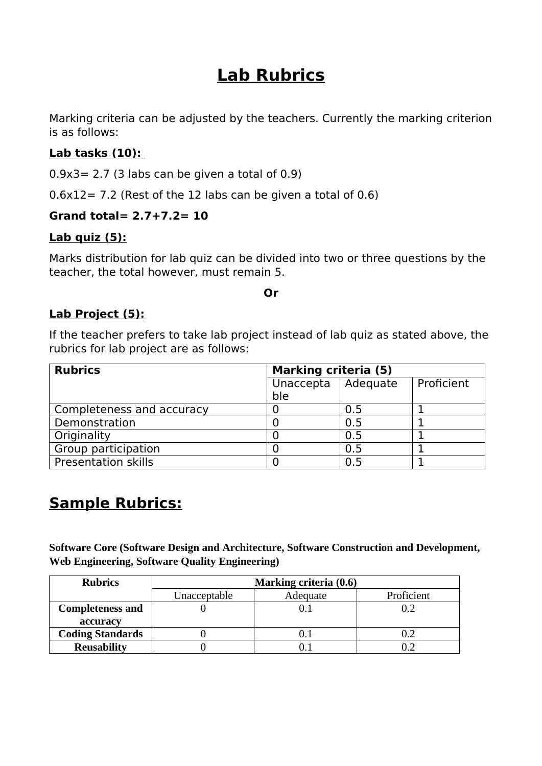# Lab Rubrics

Marking criteria can be adjusted by the teachers. Currently the marking criterion is as follows:

**Lab tasks (10):**

0.9x3= 2.7 (3 labs can be given a total of 0.9)

0.6x12= 7.2 (Rest of the 12 labs can be given a total of 0.6)

**Grand total= 2.7+7.2= 10**

**Lab quiz (5):**

Marks distribution for lab quiz can be divided into two or three questions by the teacher, the total however, must remain 5.

**Or**

**Lab Project (5):**

If the teacher prefers to take lab project instead of lab quiz as stated above, the rubrics for lab project are as follows:

| **Rubrics** | **Marking criteria (5)** | | |
|---|---|---|---|
| | Unacceptable | Adequate | Proficient |
| Completeness and accuracy | 0 | 0.5 | 1 |
| Demonstration | 0 | 0.5 | 1 |
| Originality | 0 | 0.5 | 1 |
| Group participation | 0 | 0.5 | 1 |
| Presentation skills | 0 | 0.5 | 1 |

## Sample Rubrics:

**Software Core (Software Design and Architecture, Software Construction and Development, Web Engineering, Software Quality Engineering)**

| **Rubrics** | **Marking criteria (0.6)** | | |
|---|---|---|---|
| | Unacceptable | Adequate | Proficient |
| **Completeness and accuracy** | 0 | 0.1 | 0.2 |
| **Coding Standards** | 0 | 0.1 | 0.2 |
| **Reusability** | 0 | 0.1 | 0.2 |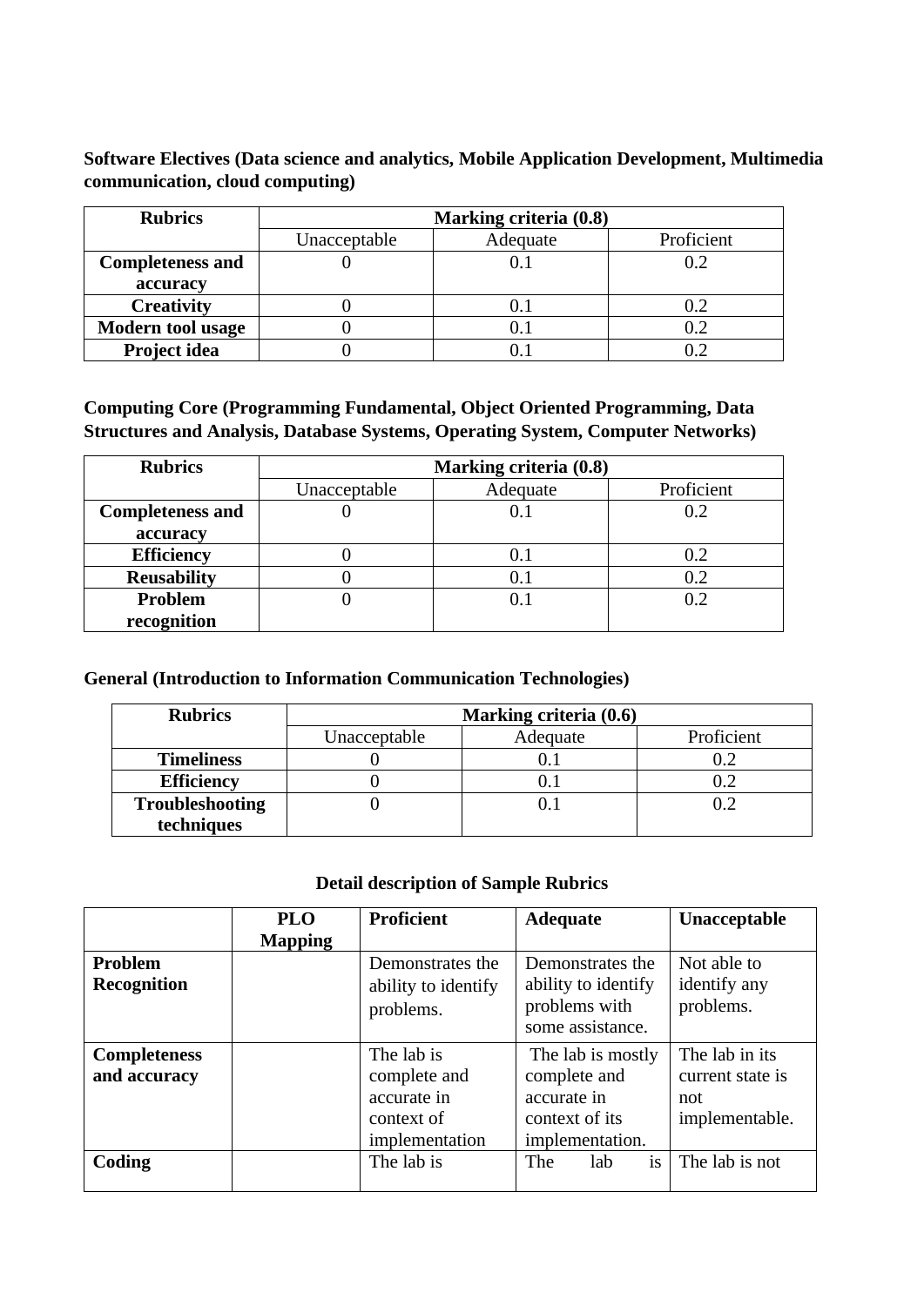**Software Electives (Data science and analytics, Mobile Application Development, Multimedia communication, cloud computing)**

| Rubrics | Marking criteria (0.8) | | |
|---|---|---|---|
| | Unacceptable | Adequate | Proficient |
| **Completeness and accuracy** | 0 | 0.1 | 0.2 |
| **Creativity** | 0 | 0.1 | 0.2 |
| **Modern tool usage** | 0 | 0.1 | 0.2 |
| **Project idea** | 0 | 0.1 | 0.2 |

**Computing Core (Programming Fundamental, Object Oriented Programming, Data Structures and Analysis, Database Systems, Operating System, Computer Networks)**

| Rubrics | Marking criteria (0.8) | | |
|---|---|---|---|
| | Unacceptable | Adequate | Proficient |
| **Completeness and accuracy** | 0 | 0.1 | 0.2 |
| **Efficiency** | 0 | 0.1 | 0.2 |
| **Reusability** | 0 | 0.1 | 0.2 |
| **Problem recognition** | 0 | 0.1 | 0.2 |

**General (Introduction to Information Communication Technologies)**

| Rubrics | Marking criteria (0.6) | | |
|---|---|---|---|
| | Unacceptable | Adequate | Proficient |
| **Timeliness** | 0 | 0.1 | 0.2 |
| **Efficiency** | 0 | 0.1 | 0.2 |
| **Troubleshooting techniques** | 0 | 0.1 | 0.2 |

**Detail description of Sample Rubrics**

| | PLO Mapping | Proficient | Adequate | Unacceptable |
|---|---|---|---|---|
| **Problem Recognition** | | Demonstrates the ability to identify problems. | Demonstrates the ability to identify problems with some assistance. | Not able to identify any problems. |
| **Completeness and accuracy** | | The lab is complete and accurate in context of implementation | The lab is mostly complete and accurate in context of its implementation. | The lab in its current state is not implementable. |
| **Coding** | | The lab is | The lab is | The lab is not |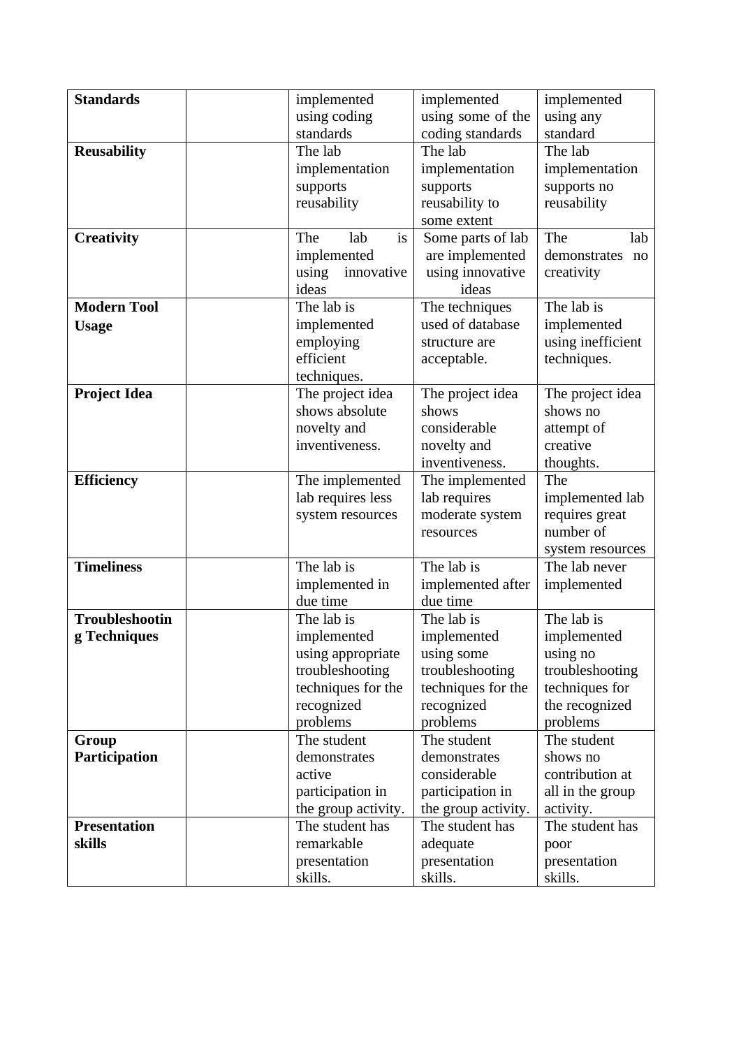| | | | | |
|---|---|---|---|---|
| **Standards** | | implemented using coding standards | implemented using some of the coding standards | implemented using any standard |
| **Reusability** | | The lab implementation supports reusability | The lab implementation supports reusability to some extent | The lab implementation supports no reusability |
| **Creativity** | | The lab is implemented using innovative ideas | Some parts of lab are implemented using innovative ideas | The lab demonstrates no creativity |
| **Modern Tool Usage** | | The lab is implemented employing efficient techniques. | The techniques used of database structure are acceptable. | The lab is implemented using inefficient techniques. |
| **Project Idea** | | The project idea shows absolute novelty and inventiveness. | The project idea shows considerable novelty and inventiveness. | The project idea shows no attempt of creative thoughts. |
| **Efficiency** | | The implemented lab requires less system resources | The implemented lab requires moderate system resources | The implemented lab requires great number of system resources |
| **Timeliness** | | The lab is implemented in due time | The lab is implemented after due time | The lab never implemented |
| **Troubleshooting Techniques** | | The lab is implemented using appropriate troubleshooting techniques for the recognized problems | The lab is implemented using some troubleshooting techniques for the recognized problems | The lab is implemented using no troubleshooting techniques for the recognized problems |
| **Group Participation** | | The student demonstrates active participation in the group activity. | The student demonstrates considerable participation in the group activity. | The student shows no contribution at all in the group activity. |
| **Presentation skills** | | The student has remarkable presentation skills. | The student has adequate presentation skills. | The student has poor presentation skills. |